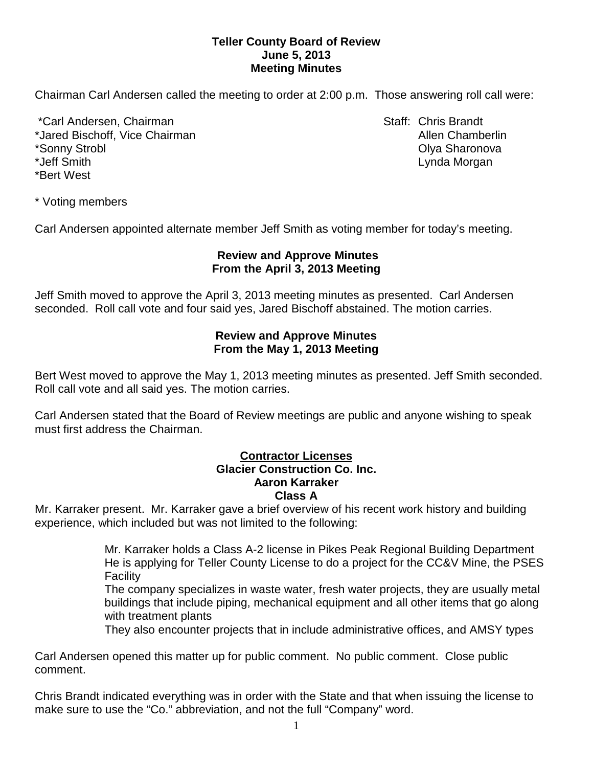**Teller County Board of Review**
**June 5, 2013**
**Meeting Minutes**

Chairman Carl Andersen called the meeting to order at 2:00 p.m. Those answering roll call were:

*Carl Andersen, Chairman
*Jared Bischoff, Vice Chairman
*Sonny Strobl
*Jeff Smith
*Bert West

Staff: Chris Brandt
Allen Chamberlin
Olya Sharonova
Lynda Morgan

* Voting members

Carl Andersen appointed alternate member Jeff Smith as voting member for today's meeting.

**Review and Approve Minutes**
**From the April 3, 2013 Meeting**

Jeff Smith moved to approve the April 3, 2013 meeting minutes as presented. Carl Andersen seconded. Roll call vote and four said yes, Jared Bischoff abstained. The motion carries.

**Review and Approve Minutes**
**From the May 1, 2013 Meeting**

Bert West moved to approve the May 1, 2013 meeting minutes as presented. Jeff Smith seconded. Roll call vote and all said yes. The motion carries.

Carl Andersen stated that the Board of Review meetings are public and anyone wishing to speak must first address the Chairman.

**<u>Contractor Licenses</u>**
**Glacier Construction Co. Inc.**
**Aaron Karraker**
**Class A**

Mr. Karraker present. Mr. Karraker gave a brief overview of his recent work history and building experience, which included but was not limited to the following:

> Mr. Karraker holds a Class A-2 license in Pikes Peak Regional Building Department
> He is applying for Teller County License to do a project for the CC&V Mine, the PSES Facility
> The company specializes in waste water, fresh water projects, they are usually metal buildings that include piping, mechanical equipment and all other items that go along with treatment plants
> They also encounter projects that in include administrative offices, and AMSY types

Carl Andersen opened this matter up for public comment. No public comment. Close public comment.

Chris Brandt indicated everything was in order with the State and that when issuing the license to make sure to use the "Co." abbreviation, and not the full "Company" word.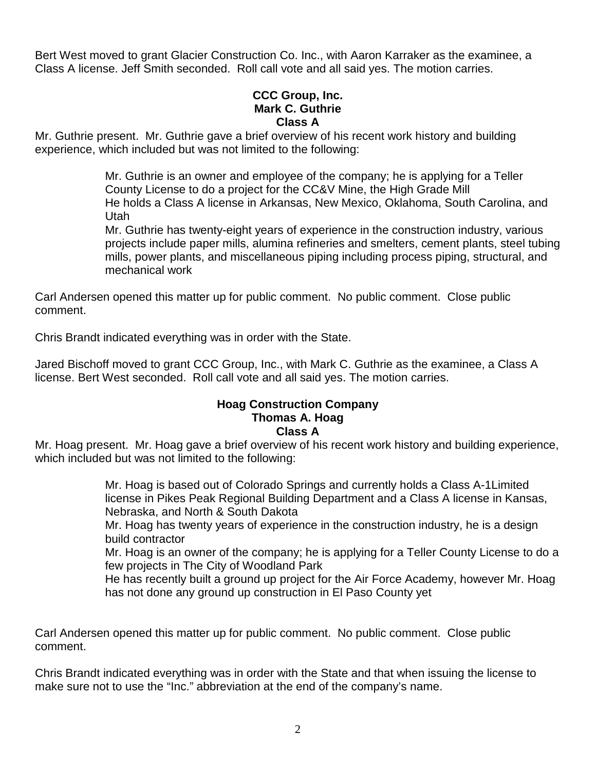Bert West moved to grant Glacier Construction Co. Inc., with Aaron Karraker as the examinee, a Class A license. Jeff Smith seconded. Roll call vote and all said yes. The motion carries.

**CCC Group, Inc.**
**Mark C. Guthrie**
**Class A**

Mr. Guthrie present. Mr. Guthrie gave a brief overview of his recent work history and building experience, which included but was not limited to the following:

> Mr. Guthrie is an owner and employee of the company; he is applying for a Teller County License to do a project for the CC&V Mine, the High Grade Mill
> He holds a Class A license in Arkansas, New Mexico, Oklahoma, South Carolina, and Utah
> Mr. Guthrie has twenty-eight years of experience in the construction industry, various projects include paper mills, alumina refineries and smelters, cement plants, steel tubing mills, power plants, and miscellaneous piping including process piping, structural, and mechanical work

Carl Andersen opened this matter up for public comment. No public comment. Close public comment.

Chris Brandt indicated everything was in order with the State.

Jared Bischoff moved to grant CCC Group, Inc., with Mark C. Guthrie as the examinee, a Class A license. Bert West seconded. Roll call vote and all said yes. The motion carries.

**Hoag Construction Company**
**Thomas A. Hoag**
**Class A**

Mr. Hoag present. Mr. Hoag gave a brief overview of his recent work history and building experience, which included but was not limited to the following:

> Mr. Hoag is based out of Colorado Springs and currently holds a Class A-1Limited license in Pikes Peak Regional Building Department and a Class A license in Kansas, Nebraska, and North & South Dakota
> Mr. Hoag has twenty years of experience in the construction industry, he is a design build contractor
> Mr. Hoag is an owner of the company; he is applying for a Teller County License to do a few projects in The City of Woodland Park
> He has recently built a ground up project for the Air Force Academy, however Mr. Hoag has not done any ground up construction in El Paso County yet

Carl Andersen opened this matter up for public comment. No public comment. Close public comment.

Chris Brandt indicated everything was in order with the State and that when issuing the license to make sure not to use the "Inc." abbreviation at the end of the company's name.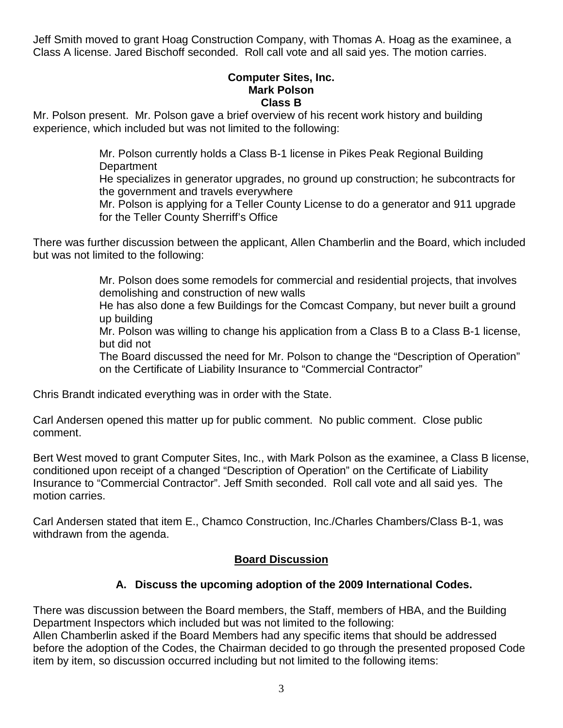Jeff Smith moved to grant Hoag Construction Company, with Thomas A. Hoag as the examinee, a Class A license. Jared Bischoff seconded. Roll call vote and all said yes. The motion carries.

**Computer Sites, Inc.**
**Mark Polson**
**Class B**

Mr. Polson present. Mr. Polson gave a brief overview of his recent work history and building experience, which included but was not limited to the following:

> Mr. Polson currently holds a Class B-1 license in Pikes Peak Regional Building Department
> He specializes in generator upgrades, no ground up construction; he subcontracts for the government and travels everywhere
> Mr. Polson is applying for a Teller County License to do a generator and 911 upgrade for the Teller County Sherriff's Office

There was further discussion between the applicant, Allen Chamberlin and the Board, which included but was not limited to the following:

> Mr. Polson does some remodels for commercial and residential projects, that involves demolishing and construction of new walls
> He has also done a few Buildings for the Comcast Company, but never built a ground up building
> Mr. Polson was willing to change his application from a Class B to a Class B-1 license, but did not
> The Board discussed the need for Mr. Polson to change the "Description of Operation" on the Certificate of Liability Insurance to "Commercial Contractor"

Chris Brandt indicated everything was in order with the State.

Carl Andersen opened this matter up for public comment. No public comment. Close public comment.

Bert West moved to grant Computer Sites, Inc., with Mark Polson as the examinee, a Class B license, conditioned upon receipt of a changed "Description of Operation" on the Certificate of Liability Insurance to "Commercial Contractor". Jeff Smith seconded. Roll call vote and all said yes. The motion carries.

Carl Andersen stated that item E., Chamco Construction, Inc./Charles Chambers/Class B-1, was withdrawn from the agenda.

## Board Discussion

### A. Discuss the upcoming adoption of the 2009 International Codes.

There was discussion between the Board members, the Staff, members of HBA, and the Building Department Inspectors which included but was not limited to the following:
Allen Chamberlin asked if the Board Members had any specific items that should be addressed before the adoption of the Codes, the Chairman decided to go through the presented proposed Code item by item, so discussion occurred including but not limited to the following items: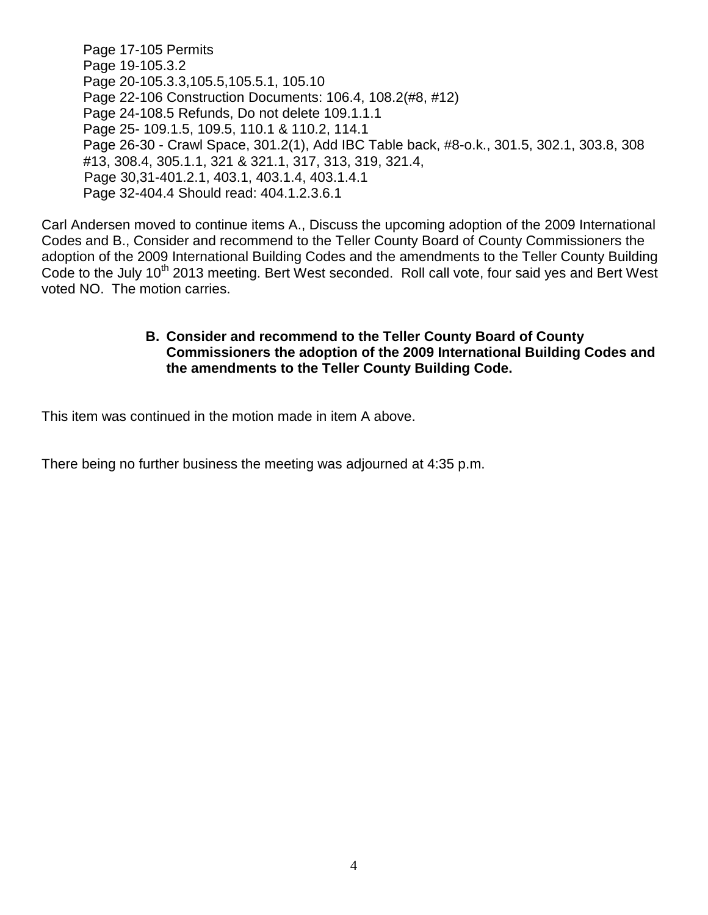Page 17-105 Permits
Page 19-105.3.2
Page 20-105.3.3,105.5,105.5.1, 105.10
Page 22-106 Construction Documents: 106.4, 108.2(#8, #12)
Page 24-108.5 Refunds, Do not delete 109.1.1.1
Page 25- 109.1.5, 109.5, 110.1 & 110.2, 114.1
Page 26-30 - Crawl Space, 301.2(1), Add IBC Table back, #8-o.k., 301.5, 302.1, 303.8, 308 #13, 308.4, 305.1.1, 321 & 321.1, 317, 313, 319, 321.4,
Page 30,31-401.2.1, 403.1, 403.1.4, 403.1.4.1
Page 32-404.4 Should read: 404.1.2.3.6.1

Carl Andersen moved to continue items A., Discuss the upcoming adoption of the 2009 International Codes and B., Consider and recommend to the Teller County Board of County Commissioners the adoption of the 2009 International Building Codes and the amendments to the Teller County Building Code to the July 10th 2013 meeting. Bert West seconded. Roll call vote, four said yes and Bert West voted NO. The motion carries.

**B. Consider and recommend to the Teller County Board of County Commissioners the adoption of the 2009 International Building Codes and the amendments to the Teller County Building Code.**

This item was continued in the motion made in item A above.

There being no further business the meeting was adjourned at 4:35 p.m.